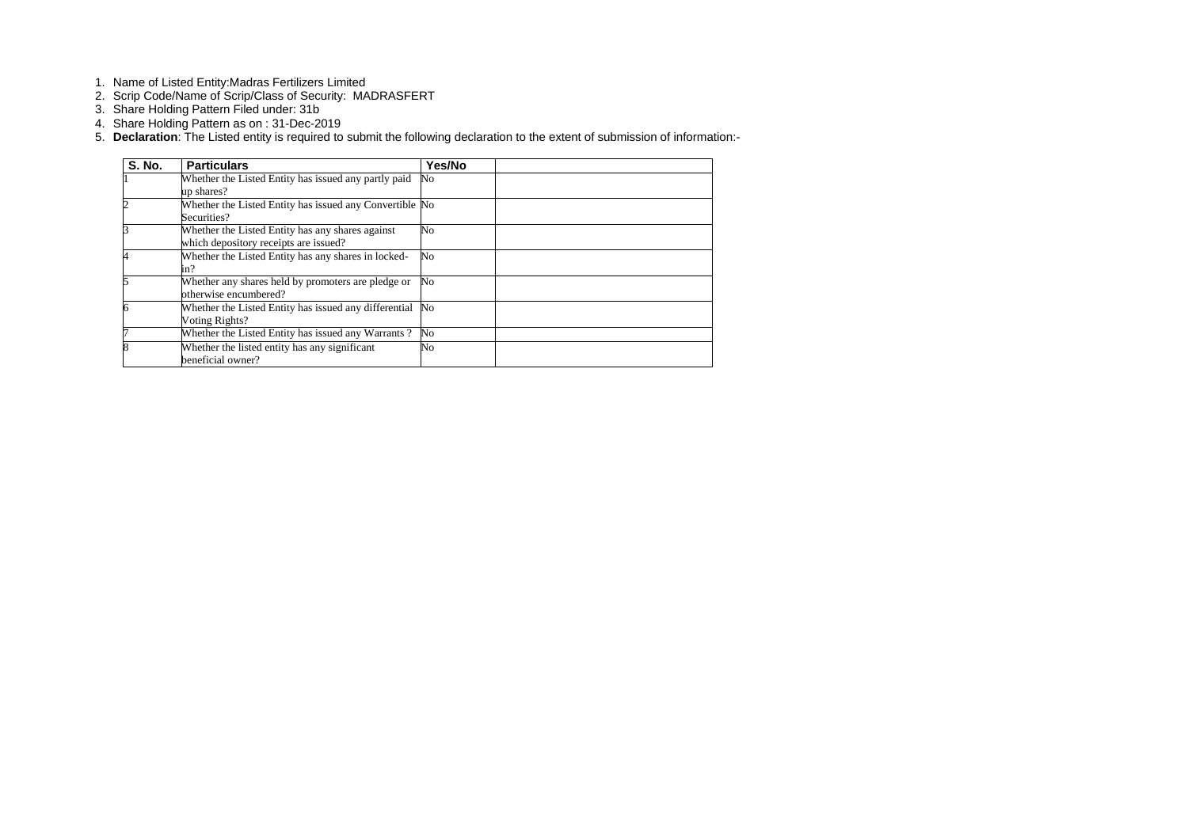1. Name of Listed Entity:Madras Fertilizers Limited
2. Scrip Code/Name of Scrip/Class of Security: MADRASFERT
3. Share Holding Pattern Filed under: 31b
4. Share Holding Pattern as on : 31-Dec-2019
5. **Declaration**: The Listed entity is required to submit the following declaration to the extent of submission of information:-

| S. No. | Particulars | Yes/No | |
|---|---|---|---|
| 1 | Whether the Listed Entity has issued any partly paid up shares? | No | |
| 2 | Whether the Listed Entity has issued any Convertible Securities? | No | |
| 3 | Whether the Listed Entity has any shares against which depository receipts are issued? | No | |
| 4 | Whether the Listed Entity has any shares in locked-in? | No | |
| 5 | Whether any shares held by promoters are pledge or otherwise encumbered? | No | |
| 6 | Whether the Listed Entity has issued any differential Voting Rights? | No | |
| 7 | Whether the Listed Entity has issued any Warrants ? | No | |
| 8 | Whether the listed entity has any significant beneficial owner? | No | |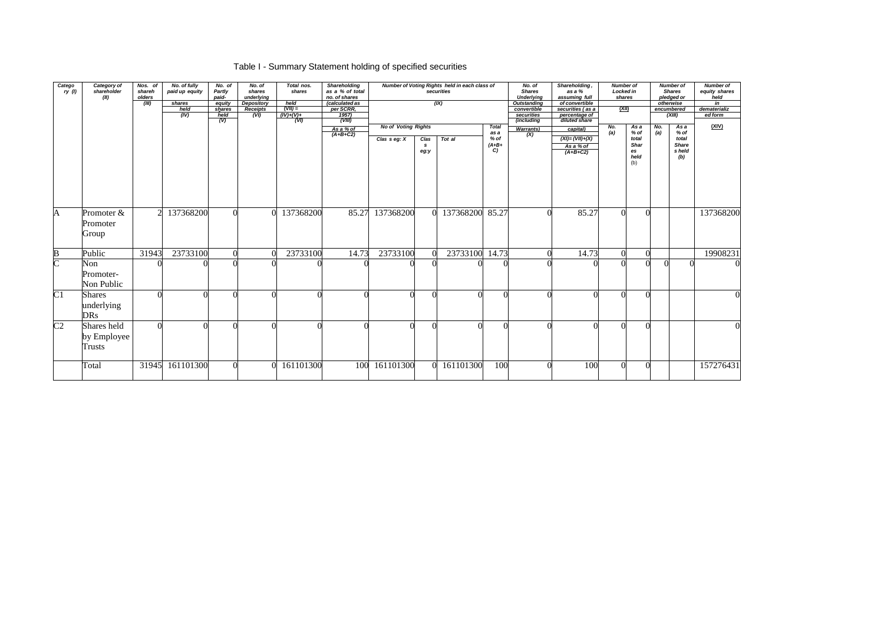# Table I - Summary Statement holding of specified securities

| Category (I) | Category of shareholder (II) | Nos. of shareholders (III) | No. of fully paid up equity shares held (IV) | No. of Partly paid-up equity shares held (V) | No. of shares underlying Depository Receipts (VI) | Total nos. shares held (VII) = (IV)+(V)+ (VI) | Shareholding as a % of total no. of shares (calculated as per SCRR, 1957) (VIII) As a % of (A+B+C2) | Number of Voting Rights held in each class of securities (IX) | | | | No. of Shares Underlying Outstanding convertible securities (including Warrants) (X) | Shareholding, as a % assuming full conversion of convertible securities ( as a percentage of diluted share capital) (XI)= (VII)+(X) As a % of (A+B+C2) | Number of Locked in shares (XII) | | Number of Shares pledged or otherwise encumbered (XIII) | | Number of equity shares held in dematerialized form (XIV) |
|---|---|---|---|---|---|---|---|---|---|---|---|---|---|---|---|---|---|---|
| | | | | | | | | No of Voting Rights | | | Total as a % of (A+B+C) | | | No. (a) | As a % of total Shares held (b) | No. (a) | As a % of total Shares held (b) | |
| | | | | | | | | Class eg: X | Class eg:y | Total | | | | | | | | |
| A | Promoter & Promoter Group | 2 | 137368200 | 0 | 0 | 137368200 | 85.27 | 137368200 | 0 | 137368200 | 85.27 | 0 | 85.27 | 0 | 0 | | | 137368200 |
| B | Public | 31943 | 23733100 | 0 | 0 | 23733100 | 14.73 | 23733100 | 0 | 23733100 | 14.73 | 0 | 14.73 | 0 | 0 | | | 19908231 |
| C | Non Promoter- Non Public | 0 | 0 | 0 | 0 | 0 | 0 | 0 | 0 | 0 | 0 | 0 | 0 | 0 | 0 | 0 | 0 | 0 |
| C1 | Shares underlying DRs | 0 | 0 | 0 | 0 | 0 | 0 | 0 | 0 | 0 | 0 | 0 | 0 | 0 | 0 | | | 0 |
| C2 | Shares held by Employee Trusts | 0 | 0 | 0 | 0 | 0 | 0 | 0 | 0 | 0 | 0 | 0 | 0 | 0 | 0 | | | 0 |
| | Total | 31945 | 161101300 | 0 | 0 | 161101300 | 100 | 161101300 | 0 | 161101300 | 100 | 0 | 100 | 0 | 0 | | | 157276431 |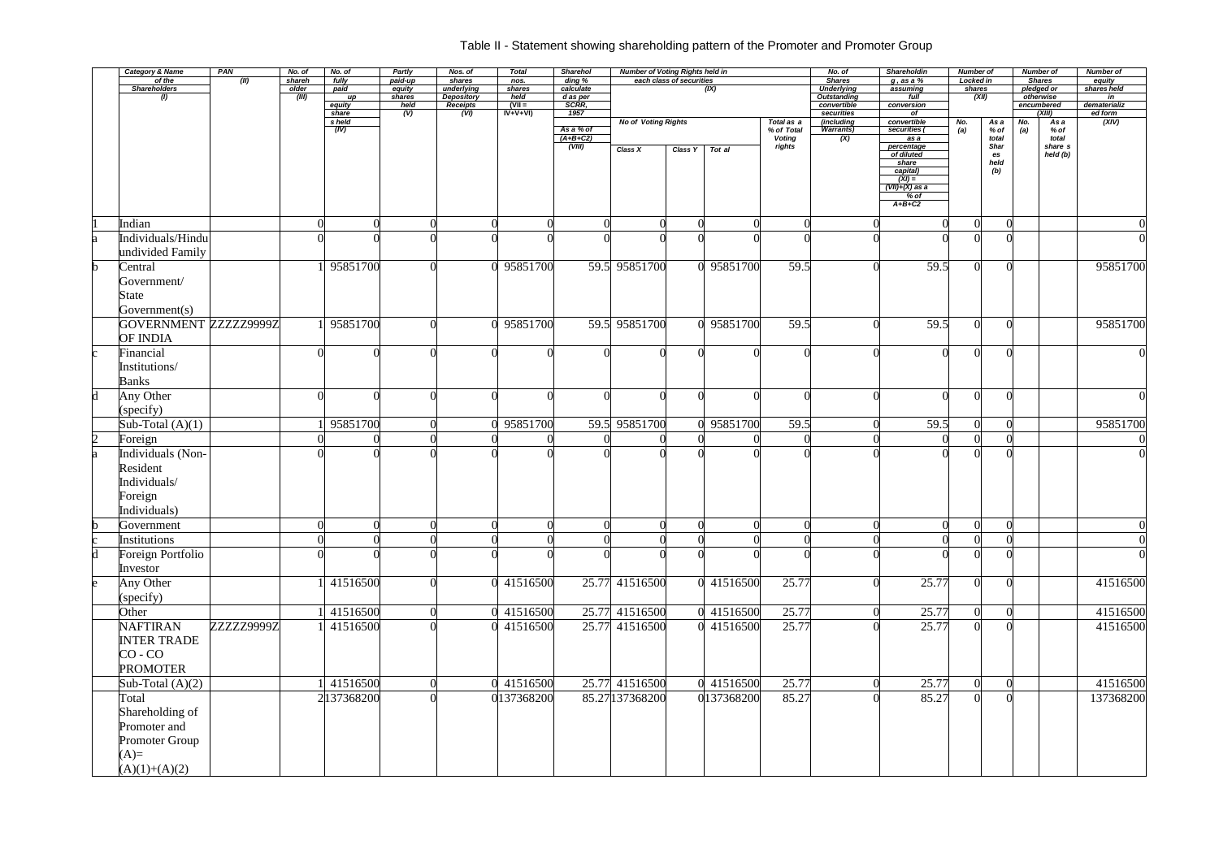# Table II - Statement showing shareholding pattern of the Promoter and Promoter Group

| | Category & Name of the Shareholders (I) | PAN (II) | No. of shareholder (III) | No. of fully paid up equity share s held (IV) | Partly paid-up equity shares held (V) | Nos. of shares underlying Depository Receipts (VI) | Total nos. shares held (VII = IV+V+VI) | Shareholding % calculated as per SCRR, 1957 As a % of (A+B+C2) (VIII) | Number of Voting Rights held in each class of securities (IX) | | | | No. of Shares Underlying Outstanding convertible securities (including Warrants) (X) | Shareholding , as a % assuming full conversion of convertible securities ( as a percentage of diluted share capital) (XI) = (VII)+(X) as a % of A+B+C2 | Number of Locked in shares (XII) | | Number of Shares pledged or otherwise encumbered (XIII) | | Number of equity shares held in dematerialized form (XIV) |
|---|---|---|---|---|---|---|---|---|---|---|---|---|---|---|---|---|---|---|---|
| | | | | | | | | | No of Voting Rights | | | Total as a % of Total Voting rights | | | No. (a) | As a % of total Shares held (b) | No. (a) | As a % of total share s held (b) | |
| | | | | | | | | | Class X | Class Y | Tot al | | | | | | | | |
| 1 | Indian | | 0 | 0 | 0 | 0 | 0 | 0 | 0 | 0 | 0 | 0 | 0 | 0 | 0 | 0 | | | 0 |
| a | Individuals/Hindu undivided Family | | 0 | 0 | 0 | 0 | 0 | 0 | 0 | 0 | 0 | 0 | 0 | 0 | 0 | 0 | | | 0 |
| b | Central Government/ State Government(s) | | 1 | 95851700 | 0 | 0 | 95851700 | 59.5 | 95851700 | 0 | 95851700 | 59.5 | 0 | 59.5 | 0 | 0 | | | 95851700 |
| | GOVERNMENT OF INDIA | ZZZZZ9999Z | 1 | 95851700 | 0 | 0 | 95851700 | 59.5 | 95851700 | 0 | 95851700 | 59.5 | 0 | 59.5 | 0 | 0 | | | 95851700 |
| c | Financial Institutions/ Banks | | 0 | 0 | 0 | 0 | 0 | 0 | 0 | 0 | 0 | 0 | 0 | 0 | 0 | 0 | | | 0 |
| d | Any Other (specify) | | 0 | 0 | 0 | 0 | 0 | 0 | 0 | 0 | 0 | 0 | 0 | 0 | 0 | 0 | | | 0 |
| | Sub-Total (A)(1) | | 1 | 95851700 | 0 | 0 | 95851700 | 59.5 | 95851700 | 0 | 95851700 | 59.5 | 0 | 59.5 | 0 | 0 | | | 95851700 |
| 2 | Foreign | | 0 | 0 | 0 | 0 | 0 | 0 | 0 | 0 | 0 | 0 | 0 | 0 | 0 | 0 | | | 0 |
| a | Individuals (Non-Resident Individuals/ Foreign Individuals) | | 0 | 0 | 0 | 0 | 0 | 0 | 0 | 0 | 0 | 0 | 0 | 0 | 0 | 0 | | | 0 |
| b | Government | | 0 | 0 | 0 | 0 | 0 | 0 | 0 | 0 | 0 | 0 | 0 | 0 | 0 | 0 | | | 0 |
| c | Institutions | | 0 | 0 | 0 | 0 | 0 | 0 | 0 | 0 | 0 | 0 | 0 | 0 | 0 | 0 | | | 0 |
| d | Foreign Portfolio Investor | | 0 | 0 | 0 | 0 | 0 | 0 | 0 | 0 | 0 | 0 | 0 | 0 | 0 | 0 | | | 0 |
| e | Any Other (specify) | | 1 | 41516500 | 0 | 0 | 41516500 | 25.77 | 41516500 | 0 | 41516500 | 25.77 | 0 | 25.77 | 0 | 0 | | | 41516500 |
| | Other | | 1 | 41516500 | 0 | 0 | 41516500 | 25.77 | 41516500 | 0 | 41516500 | 25.77 | 0 | 25.77 | 0 | 0 | | | 41516500 |
| | NAFTIRAN INTER TRADE CO - CO PROMOTER | ZZZZZ9999Z | 1 | 41516500 | 0 | 0 | 41516500 | 25.77 | 41516500 | 0 | 41516500 | 25.77 | 0 | 25.77 | 0 | 0 | | | 41516500 |
| | Sub-Total (A)(2) | | 1 | 41516500 | 0 | 0 | 41516500 | 25.77 | 41516500 | 0 | 41516500 | 25.77 | 0 | 25.77 | 0 | 0 | | | 41516500 |
| | Total Shareholding of Promoter and Promoter Group (A)= (A)(1)+(A)(2) | | 2 | 137368200 | 0 | 0 | 137368200 | 85.27 | 137368200 | 0 | 137368200 | 85.27 | 0 | 85.27 | 0 | 0 | | | 137368200 |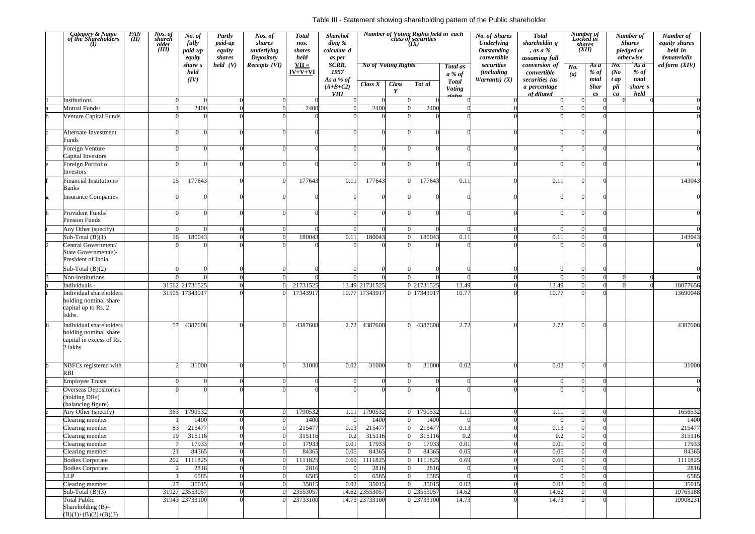Table III - Statement showing shareholding pattern of the Public shareholder

| | Category & Name of the Shareholders (I) | PAN (II) | Nos. of shareholder (III) | No. of fully paid up equity shares held (IV) | Partly paid-up equity shares held (V) | Nos. of shares underlying Depository Receipts (VI) | Total nos. shares held VII = IV+V+VI | Shareholding % calculated as per SCRR, 1957 As a % of (A+B+C2) VIII | Number of Voting Rights held in each class of securities (IX) | | | | No. of Shares Underlying Outstanding convertible securities (including Warrants) (X) | Total shareholding, as a % assuming full conversion of convertible securities (as a percentage of diluted | Number of Locked in shares (XII) | | Number of Shares pledged or otherwise | | Number of equity shares held in dematerialized form (XIV) |
|---|---|---|---|---|---|---|---|---|---|---|---|---|---|---|---|---|---|---|---|
| | | | | | | | | | No of Voting Rights | | | Total as a % of Total Voting rights | | | No. (a) | As a % of total Shares | No. (Not applicable) | As a % of total shares held | |
| | | | | | | | | | Class X | Class Y | Total | | | | | | | | |
| 1 | Institutions | | 0 | 0 | 0 | 0 | 0 | 0 | 0 | 0 | 0 | 0 | 0 | 0 | 0 | 0 | 0 | 0 | 0 |
| a | Mutual Funds/ | | 1 | 2400 | 0 | 0 | 2400 | 0 | 2400 | 0 | 2400 | 0 | 0 | 0 | 0 | 0 | | | 0 |
| b | Venture Capital Funds | | 0 | 0 | 0 | 0 | 0 | 0 | 0 | 0 | 0 | 0 | 0 | 0 | 0 | 0 | | | 0 |
| c | Alternate Investment Funds | | 0 | 0 | 0 | 0 | 0 | 0 | 0 | 0 | 0 | 0 | 0 | 0 | 0 | 0 | | | 0 |
| d | Foreign Venture Capital Investors | | 0 | 0 | 0 | 0 | 0 | 0 | 0 | 0 | 0 | 0 | 0 | 0 | 0 | 0 | | | 0 |
| e | Foreign Portfolio Investors | | 0 | 0 | 0 | 0 | 0 | 0 | 0 | 0 | 0 | 0 | 0 | 0 | 0 | 0 | | | 0 |
| f | Financial Institutions/ Banks | | 15 | 177643 | 0 | 0 | 177643 | 0.11 | 177643 | 0 | 177643 | 0.11 | 0 | 0.11 | 0 | 0 | | | 143043 |
| g | Insurance Companies | | 0 | 0 | 0 | 0 | 0 | 0 | 0 | 0 | 0 | 0 | 0 | 0 | 0 | 0 | | | 0 |
| h | Provident Funds/ Pension Funds | | 0 | 0 | 0 | 0 | 0 | 0 | 0 | 0 | 0 | 0 | 0 | 0 | 0 | 0 | | | 0 |
| i | Any Other (specify) | | 0 | 0 | 0 | 0 | 0 | 0 | 0 | 0 | 0 | 0 | 0 | 0 | 0 | 0 | | | 0 |
| | Sub-Total (B)(1) | | 16 | 180043 | 0 | 0 | 180043 | 0.11 | 180043 | 0 | 180043 | 0.11 | 0 | 0.11 | 0 | 0 | | | 143043 |
| 2 | Central Government/ State Government(s)/ President of India | | 0 | 0 | 0 | 0 | 0 | 0 | 0 | 0 | 0 | 0 | 0 | 0 | 0 | 0 | | | 0 |
| | Sub-Total (B)(2) | | 0 | 0 | 0 | 0 | 0 | 0 | 0 | 0 | 0 | 0 | 0 | 0 | 0 | 0 | | | 0 |
| 3 | Non-institutions | | 0 | 0 | 0 | 0 | 0 | 0 | 0 | 0 | 0 | 0 | 0 | 0 | 0 | 0 | 0 | 0 | 0 |
| a | Individuals - | | 31562 | 21731525 | 0 | 0 | 21731525 | 13.49 | 21731525 | 0 | 21731525 | 13.49 | 0 | 13.49 | 0 | 0 | 0 | 0 | 18077656 |
| i | Individual shareholders holding nominal share capital up to Rs. 2 lakhs. | | 31505 | 17343917 | 0 | 0 | 17343917 | 10.77 | 17343917 | 0 | 17343917 | 10.77 | 0 | 10.77 | 0 | 0 | | | 13690048 |
| ii | Individual shareholders holding nominal share capital in excess of Rs. 2 lakhs. | | 57 | 4387608 | 0 | 0 | 4387608 | 2.72 | 4387608 | 0 | 4387608 | 2.72 | 0 | 2.72 | 0 | 0 | | | 4387608 |
| b | NBFCs registered with RBI | | 2 | 31000 | 0 | 0 | 31000 | 0.02 | 31000 | 0 | 31000 | 0.02 | 0 | 0.02 | 0 | 0 | | | 31000 |
| c | Employee Trusts | | 0 | 0 | 0 | 0 | 0 | 0 | 0 | 0 | 0 | 0 | 0 | 0 | 0 | 0 | | | 0 |
| d | Overseas Depositories (holding DRs) (balancing figure) | | 0 | 0 | 0 | 0 | 0 | 0 | 0 | 0 | 0 | 0 | 0 | 0 | 0 | 0 | | | 0 |
| e | Any Other (specify) | | 363 | 1790532 | 0 | 0 | 1790532 | 1.11 | 1790532 | 0 | 1790532 | 1.11 | 0 | 1.11 | 0 | 0 | | | 1656532 |
| | Clearing member | | 1 | 1400 | 0 | 0 | 1400 | 0 | 1400 | 0 | 1400 | 0 | 0 | 0 | 0 | 0 | | | 1400 |
| | Clearing member | | 83 | 215477 | 0 | 0 | 215477 | 0.13 | 215477 | 0 | 215477 | 0.13 | 0 | 0.13 | 0 | 0 | | | 215477 |
| | Clearing member | | 19 | 315116 | 0 | 0 | 315116 | 0.2 | 315116 | 0 | 315116 | 0.2 | 0 | 0.2 | 0 | 0 | | | 315116 |
| | Clearing member | | 7 | 17933 | 0 | 0 | 17933 | 0.01 | 17933 | 0 | 17933 | 0.01 | 0 | 0.01 | 0 | 0 | | | 17933 |
| | Clearing member | | 21 | 84365 | 0 | 0 | 84365 | 0.05 | 84365 | 0 | 84365 | 0.05 | 0 | 0.05 | 0 | 0 | | | 84365 |
| | Bodies Corporate | | 202 | 1111825 | 0 | 0 | 1111825 | 0.69 | 1111825 | 0 | 1111825 | 0.69 | 0 | 0.69 | 0 | 0 | | | 1111825 |
| | Bodies Corporate | | 2 | 2816 | 0 | 0 | 2816 | 0 | 2816 | 0 | 2816 | 0 | 0 | 0 | 0 | 0 | | | 2816 |
| | LLP | | 1 | 6585 | 0 | 0 | 6585 | 0 | 6585 | 0 | 6585 | 0 | 0 | 0 | 0 | 0 | | | 6585 |
| | Clearing member | | 27 | 35015 | 0 | 0 | 35015 | 0.02 | 35015 | 0 | 35015 | 0.02 | 0 | 0.02 | 0 | 0 | | | 35015 |
| | Sub-Total (B)(3) | | 31927 | 23553057 | 0 | 0 | 23553057 | 14.62 | 23553057 | 0 | 23553057 | 14.62 | 0 | 14.62 | 0 | 0 | | | 19765188 |
| | Total Public Shareholding (B)= (B)(1)+(B)(2)+(B)(3) | | 31943 | 23733100 | 0 | 0 | 23733100 | 14.73 | 23733100 | 0 | 23733100 | 14.73 | 0 | 14.73 | 0 | 0 | | | 19908231 |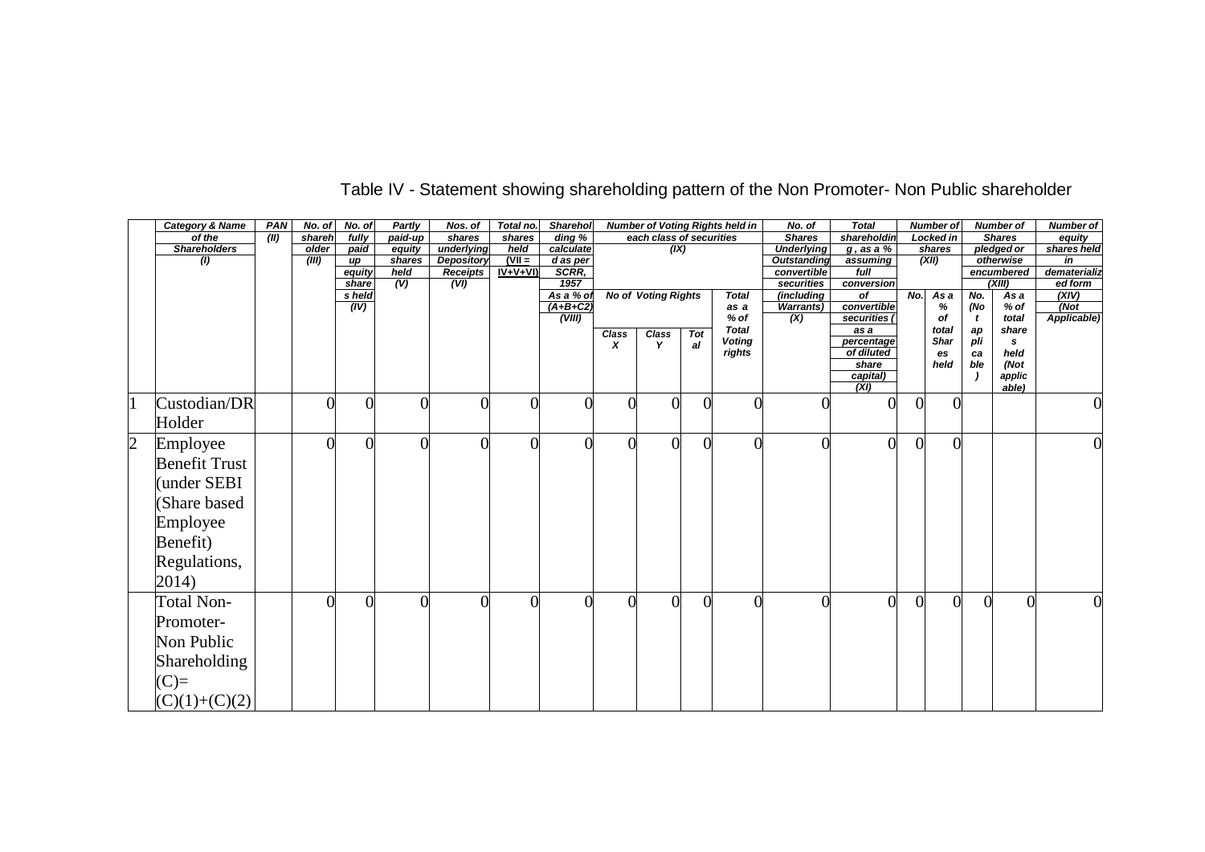# Table IV - Statement showing shareholding pattern of the Non Promoter- Non Public shareholder

| | Category & Name of the Shareholders (I) | PAN (II) | No. of shareholder (III) | No. of fully paid up equity shares held (IV) | Partly paid-up equity shares held (V) | Nos. of shares underlying Depository Receipts (VI) | Total no. shares held (VII = IV+V+VI) | Shareholding % calculated as per SCRR, 1957 As a % of (A+B+C2) (VIII) | Number of Voting Rights held in each class of securities (IX) | | | | No. of Shares Underlying Outstanding convertible securities (including Warrants) (X) | Total shareholding , as a % assuming full conversion of convertible securities ( as a percentage of diluted share capital) (XI) | Number of Locked in shares (XII) | | Number of Shares pledged or otherwise encumbered (XIII) | | Number of equity shares held in dematerialized form (XIV) (Not Applicable) |
|---|---|---|---|---|---|---|---|---|---|---|---|---|---|---|---|---|---|---|---|
| | | | | | | | | | No of Voting Rights | | | Total as a % of Total Voting rights | | | No. | As a % of total Shares held | No. (Not applicable) | As a % of total shares held (Not applicable) | |
| | | | | | | | | | Class X | Class Y | Total | | | | | | | | |
| 1 | Custodian/DR Holder | | 0 | 0 | 0 | 0 | 0 | 0 | 0 | 0 | 0 | 0 | 0 | 0 | 0 | 0 | | | 0 |
| 2 | Employee Benefit Trust (under SEBI (Share based Employee Benefit) Regulations, 2014) | | 0 | 0 | 0 | 0 | 0 | 0 | 0 | 0 | 0 | 0 | 0 | 0 | 0 | 0 | | | 0 |
| | Total Non-Promoter-Non Public Shareholding (C)= (C)(1)+(C)(2) | | 0 | 0 | 0 | 0 | 0 | 0 | 0 | 0 | 0 | 0 | 0 | 0 | 0 | 0 | 0 | 0 | 0 |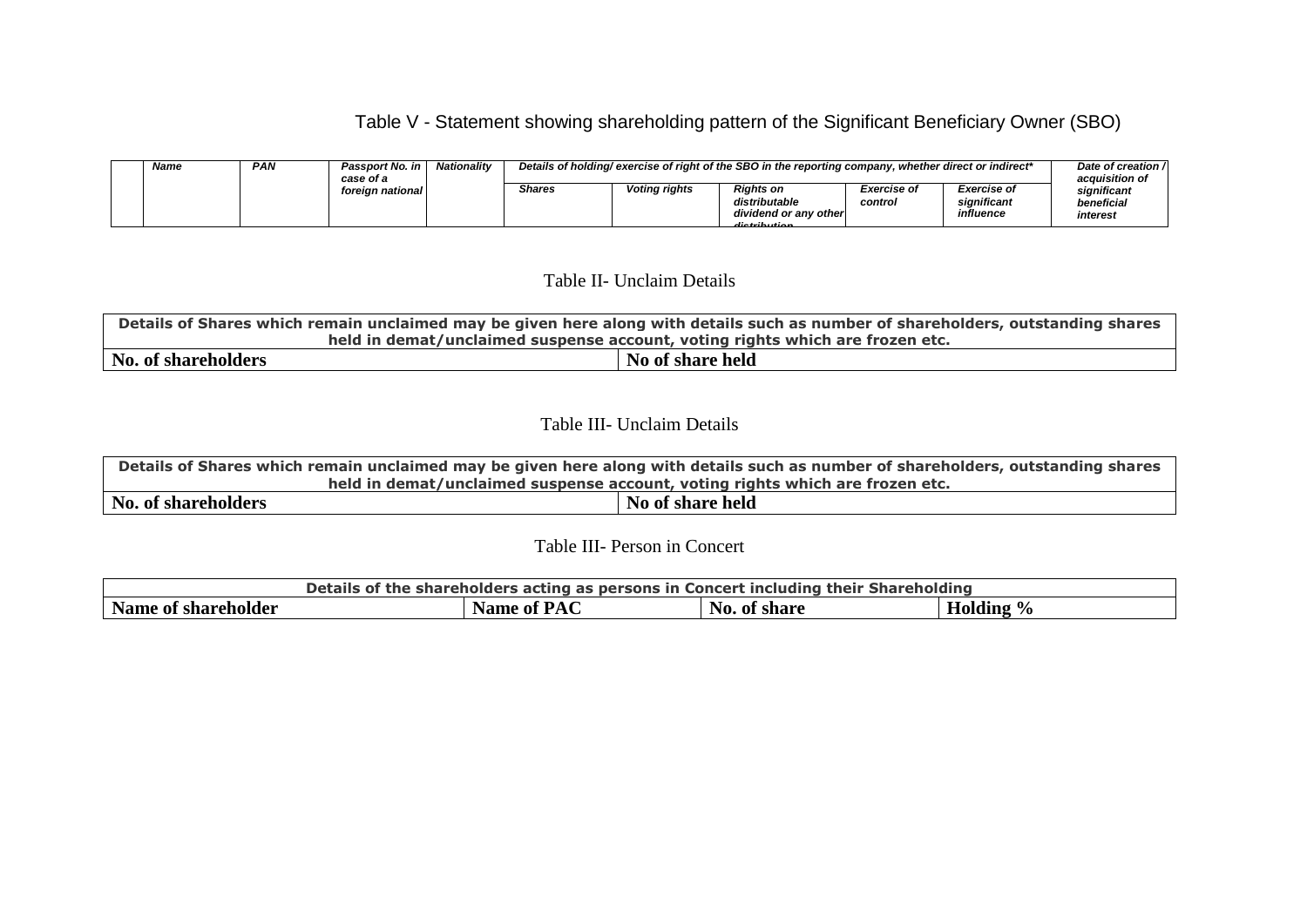## Table V - Statement showing shareholding pattern of the Significant Beneficiary Owner (SBO)

| | Name | PAN | Passport No. in case of a foreign national | Nationality | Details of holding/ exercise of right of the SBO in the reporting company, whether direct or indirect* | | | | | Date of creation / acquisition of significant beneficial interest |
|---|---|---|---|---|---|---|---|---|---|---|
| | | | | | Shares | Voting rights | Rights on distributable dividend or any other distribution | Exercise of control | Exercise of significant influence | |

## Table II- Unclaim Details

| Details of Shares which remain unclaimed may be given here along with details such as number of shareholders, outstanding shares held in demat/unclaimed suspense account, voting rights which are frozen etc. | |
|---|---|
| **No. of shareholders** | **No of share held** |

## Table III- Unclaim Details

| Details of Shares which remain unclaimed may be given here along with details such as number of shareholders, outstanding shares held in demat/unclaimed suspense account, voting rights which are frozen etc. | |
|---|---|
| **No. of shareholders** | **No of share held** |

## Table III- Person in Concert

| Details of the shareholders acting as persons in Concert including their Shareholding | | | |
|---|---|---|---|
| **Name of shareholder** | **Name of PAC** | **No. of share** | **Holding %** |